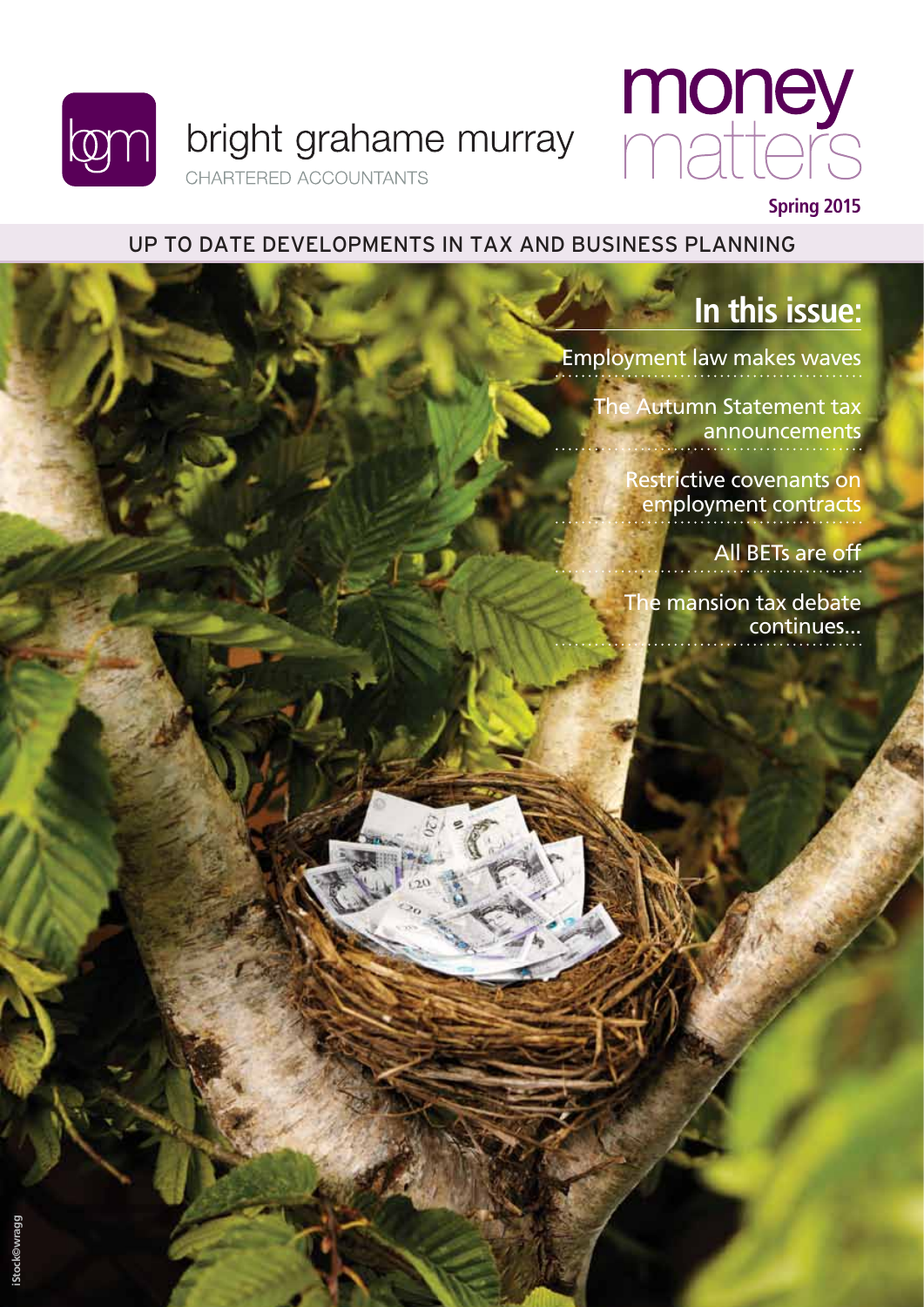bgm

bright grahame murray

CHARTERED ACCOUNTANTS

# money matters

**Spring 2015**

UP TO DATE DEVELOPMENTS IN TAX AND BUSINESS PLANNING

## In this issue:

- Employment law makes waves
- The Autumn Statement tax announcements
- Restrictive covenants on employment contracts
- All BETs are off
- The mansion tax debate continues...

iStock©wragg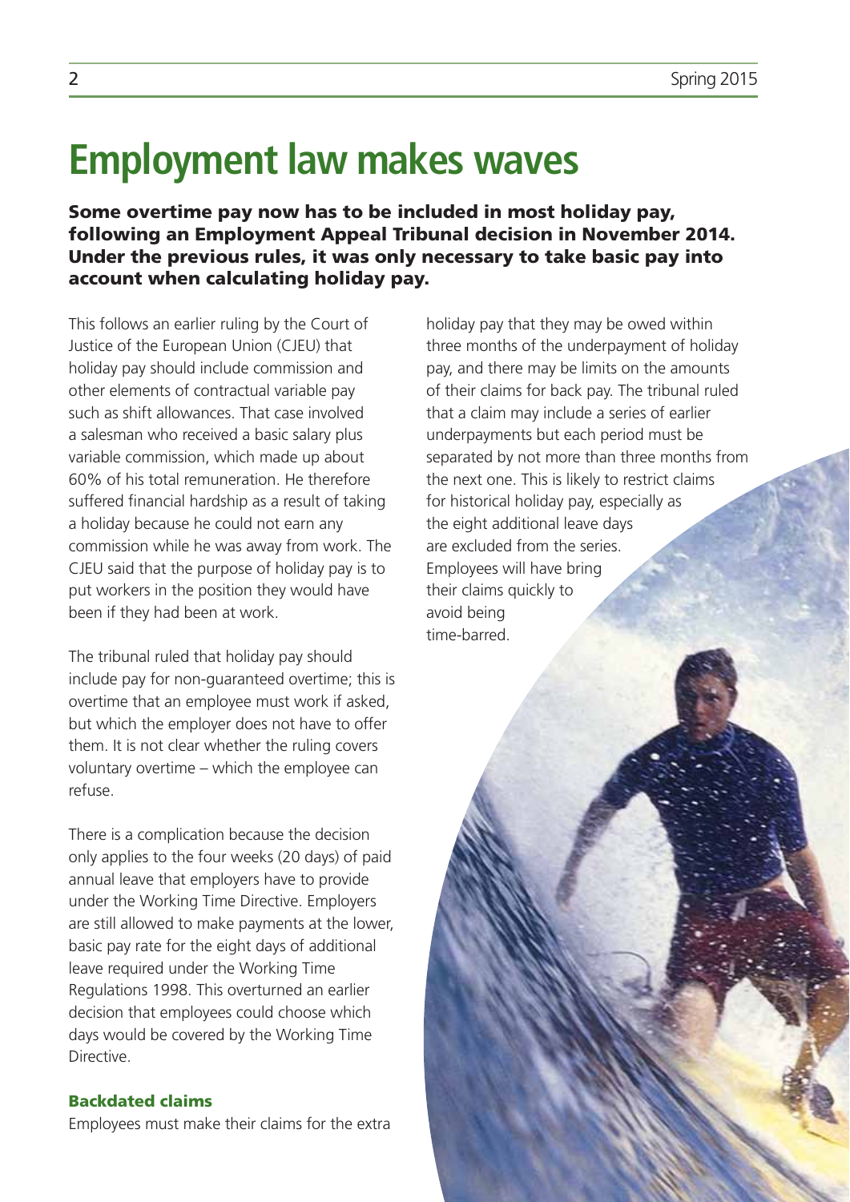# Employment law makes waves

**Some overtime pay now has to be included in most holiday pay, following an Employment Appeal Tribunal decision in November 2014. Under the previous rules, it was only necessary to take basic pay into account when calculating holiday pay.**

This follows an earlier ruling by the Court of Justice of the European Union (CJEU) that holiday pay should include commission and other elements of contractual variable pay such as shift allowances. That case involved a salesman who received a basic salary plus variable commission, which made up about 60% of his total remuneration. He therefore suffered financial hardship as a result of taking a holiday because he could not earn any commission while he was away from work. The CJEU said that the purpose of holiday pay is to put workers in the position they would have been if they had been at work.

The tribunal ruled that holiday pay should include pay for non-guaranteed overtime; this is overtime that an employee must work if asked, but which the employer does not have to offer them. It is not clear whether the ruling covers voluntary overtime – which the employee can refuse.

There is a complication because the decision only applies to the four weeks (20 days) of paid annual leave that employers have to provide under the Working Time Directive. Employers are still allowed to make payments at the lower, basic pay rate for the eight days of additional leave required under the Working Time Regulations 1998. This overturned an earlier decision that employees could choose which days would be covered by the Working Time Directive.

### Backdated claims

Employees must make their claims for the extra holiday pay that they may be owed within three months of the underpayment of holiday pay, and there may be limits on the amounts of their claims for back pay. The tribunal ruled that a claim may include a series of earlier underpayments but each period must be separated by not more than three months from the next one. This is likely to restrict claims for historical holiday pay, especially as the eight additional leave days are excluded from the series. Employees will have bring their claims quickly to avoid being time-barred.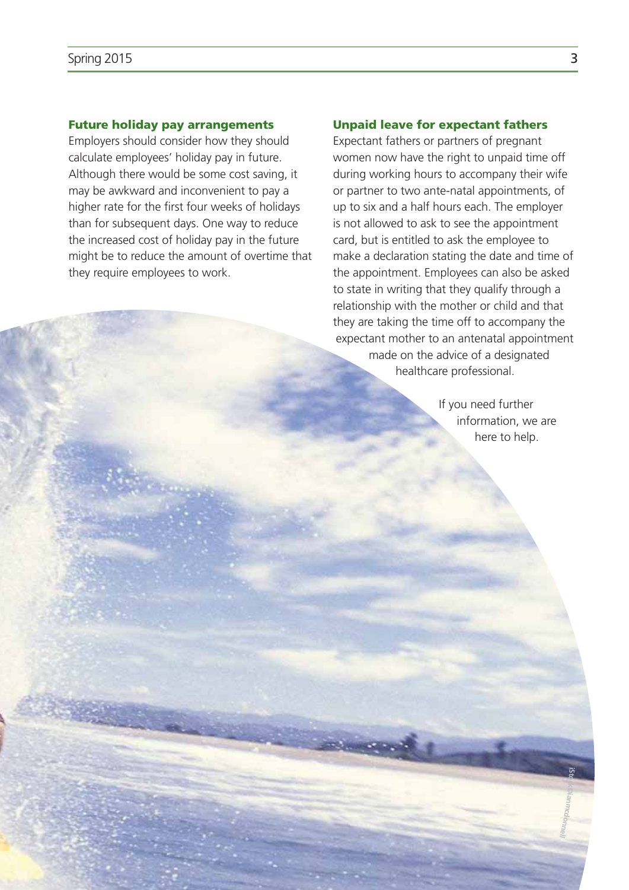## Future holiday pay arrangements

Employers should consider how they should calculate employees' holiday pay in future. Although there would be some cost saving, it may be awkward and inconvenient to pay a higher rate for the first four weeks of holidays than for subsequent days. One way to reduce the increased cost of holiday pay in the future might be to reduce the amount of overtime that they require employees to work.

## Unpaid leave for expectant fathers

Expectant fathers or partners of pregnant women now have the right to unpaid time off during working hours to accompany their wife or partner to two ante-natal appointments, of up to six and a half hours each. The employer is not allowed to ask to see the appointment card, but is entitled to ask the employee to make a declaration stating the date and time of the appointment. Employees can also be asked to state in writing that they qualify through a relationship with the mother or child and that they are taking the time off to accompany the expectant mother to an antenatal appointment made on the advice of a designated healthcare professional.

If you need further information, we are here to help.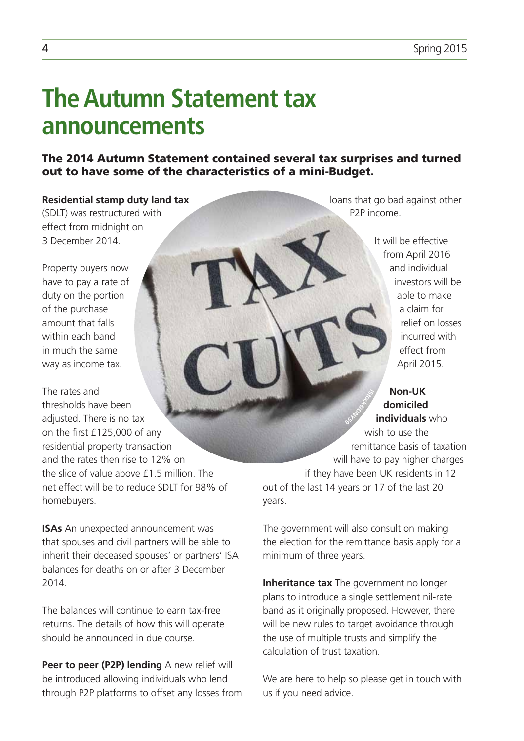# The Autumn Statement tax announcements

**The 2014 Autumn Statement contained several tax surprises and turned out to have some of the characteristics of a mini-Budget.**

**Residential stamp duty land tax** (SDLT) was restructured with effect from midnight on 3 December 2014.

Property buyers now have to pay a rate of duty on the portion of the purchase amount that falls within each band in much the same way as income tax.

The rates and thresholds have been adjusted. There is no tax on the first £125,000 of any residential property transaction and the rates then rise to 12% on the slice of value above £1.5 million. The net effect will be to reduce SDLT for 98% of homebuyers.

**ISAs** An unexpected announcement was that spouses and civil partners will be able to inherit their deceased spouses' or partners' ISA balances for deaths on or after 3 December 2014.

The balances will continue to earn tax-free returns. The details of how this will operate should be announced in due course.

**Peer to peer (P2P) lending** A new relief will be introduced allowing individuals who lend through P2P platforms to offset any losses from loans that go bad against other P2P income.

It will be effective from April 2016 and individual investors will be able to make a claim for relief on losses incurred with effect from April 2015.

**Non-UK domiciled individuals** who wish to use the remittance basis of taxation will have to pay higher charges if they have been UK residents in 12 out of the last 14 years or 17 of the last 20 years.

The government will also consult on making the election for the remittance basis apply for a minimum of three years.

**Inheritance tax** The government no longer plans to introduce a single settlement nil-rate band as it originally proposed. However, there will be new rules to target avoidance through the use of multiple trusts and simplify the calculation of trust taxation.

We are here to help so please get in touch with us if you need advice.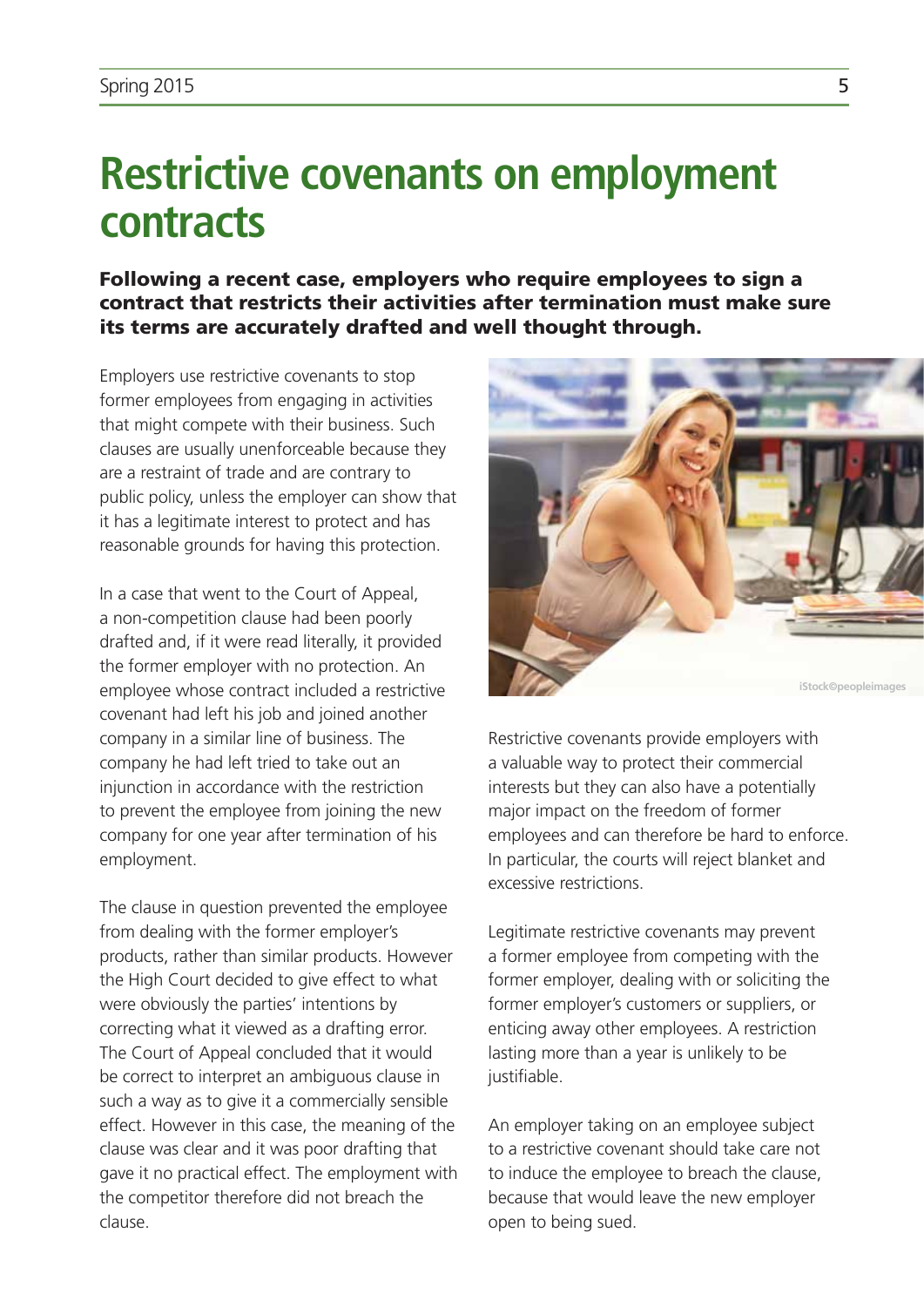# Restrictive covenants on employment contracts

**Following a recent case, employers who require employees to sign a contract that restricts their activities after termination must make sure its terms are accurately drafted and well thought through.**

Employers use restrictive covenants to stop former employees from engaging in activities that might compete with their business. Such clauses are usually unenforceable because they are a restraint of trade and are contrary to public policy, unless the employer can show that it has a legitimate interest to protect and has reasonable grounds for having this protection.

In a case that went to the Court of Appeal, a non-competition clause had been poorly drafted and, if it were read literally, it provided the former employer with no protection. An employee whose contract included a restrictive covenant had left his job and joined another company in a similar line of business. The company he had left tried to take out an injunction in accordance with the restriction to prevent the employee from joining the new company for one year after termination of his employment.

The clause in question prevented the employee from dealing with the former employer's products, rather than similar products. However the High Court decided to give effect to what were obviously the parties' intentions by correcting what it viewed as a drafting error. The Court of Appeal concluded that it would be correct to interpret an ambiguous clause in such a way as to give it a commercially sensible effect. However in this case, the meaning of the clause was clear and it was poor drafting that gave it no practical effect. The employment with the competitor therefore did not breach the clause.

iStock©peopleimages

Restrictive covenants provide employers with a valuable way to protect their commercial interests but they can also have a potentially major impact on the freedom of former employees and can therefore be hard to enforce. In particular, the courts will reject blanket and excessive restrictions.

Legitimate restrictive covenants may prevent a former employee from competing with the former employer, dealing with or soliciting the former employer's customers or suppliers, or enticing away other employees. A restriction lasting more than a year is unlikely to be justifiable.

An employer taking on an employee subject to a restrictive covenant should take care not to induce the employee to breach the clause, because that would leave the new employer open to being sued.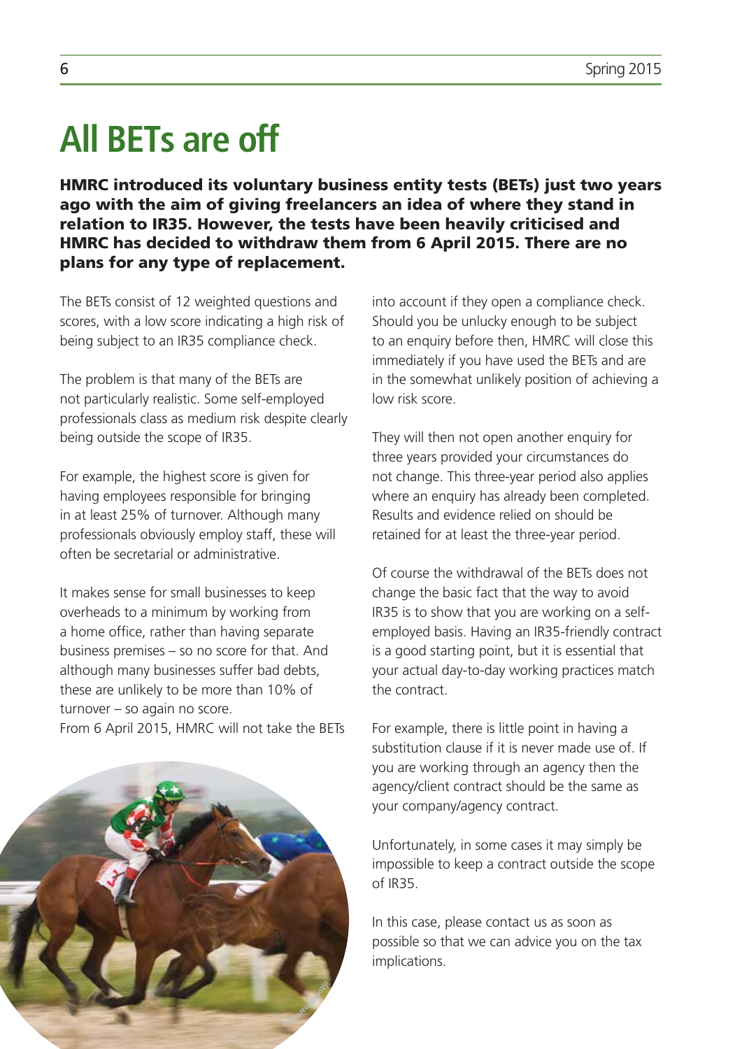# All BETs are off

**HMRC introduced its voluntary business entity tests (BETs) just two years ago with the aim of giving freelancers an idea of where they stand in relation to IR35. However, the tests have been heavily criticised and HMRC has decided to withdraw them from 6 April 2015. There are no plans for any type of replacement.**

The BETs consist of 12 weighted questions and scores, with a low score indicating a high risk of being subject to an IR35 compliance check.

The problem is that many of the BETs are not particularly realistic. Some self-employed professionals class as medium risk despite clearly being outside the scope of IR35.

For example, the highest score is given for having employees responsible for bringing in at least 25% of turnover. Although many professionals obviously employ staff, these will often be secretarial or administrative.

It makes sense for small businesses to keep overheads to a minimum by working from a home office, rather than having separate business premises – so no score for that. And although many businesses suffer bad debts, these are unlikely to be more than 10% of turnover – so again no score.

From 6 April 2015, HMRC will not take the BETs into account if they open a compliance check. Should you be unlucky enough to be subject to an enquiry before then, HMRC will close this immediately if you have used the BETs and are in the somewhat unlikely position of achieving a low risk score.

They will then not open another enquiry for three years provided your circumstances do not change. This three-year period also applies where an enquiry has already been completed. Results and evidence relied on should be retained for at least the three-year period.

Of course the withdrawal of the BETs does not change the basic fact that the way to avoid IR35 is to show that you are working on a self-employed basis. Having an IR35-friendly contract is a good starting point, but it is essential that your actual day-to-day working practices match the contract.

For example, there is little point in having a substitution clause if it is never made use of. If you are working through an agency then the agency/client contract should be the same as your company/agency contract.

Unfortunately, in some cases it may simply be impossible to keep a contract outside the scope of IR35.

In this case, please contact us as soon as possible so that we can advice you on the tax implications.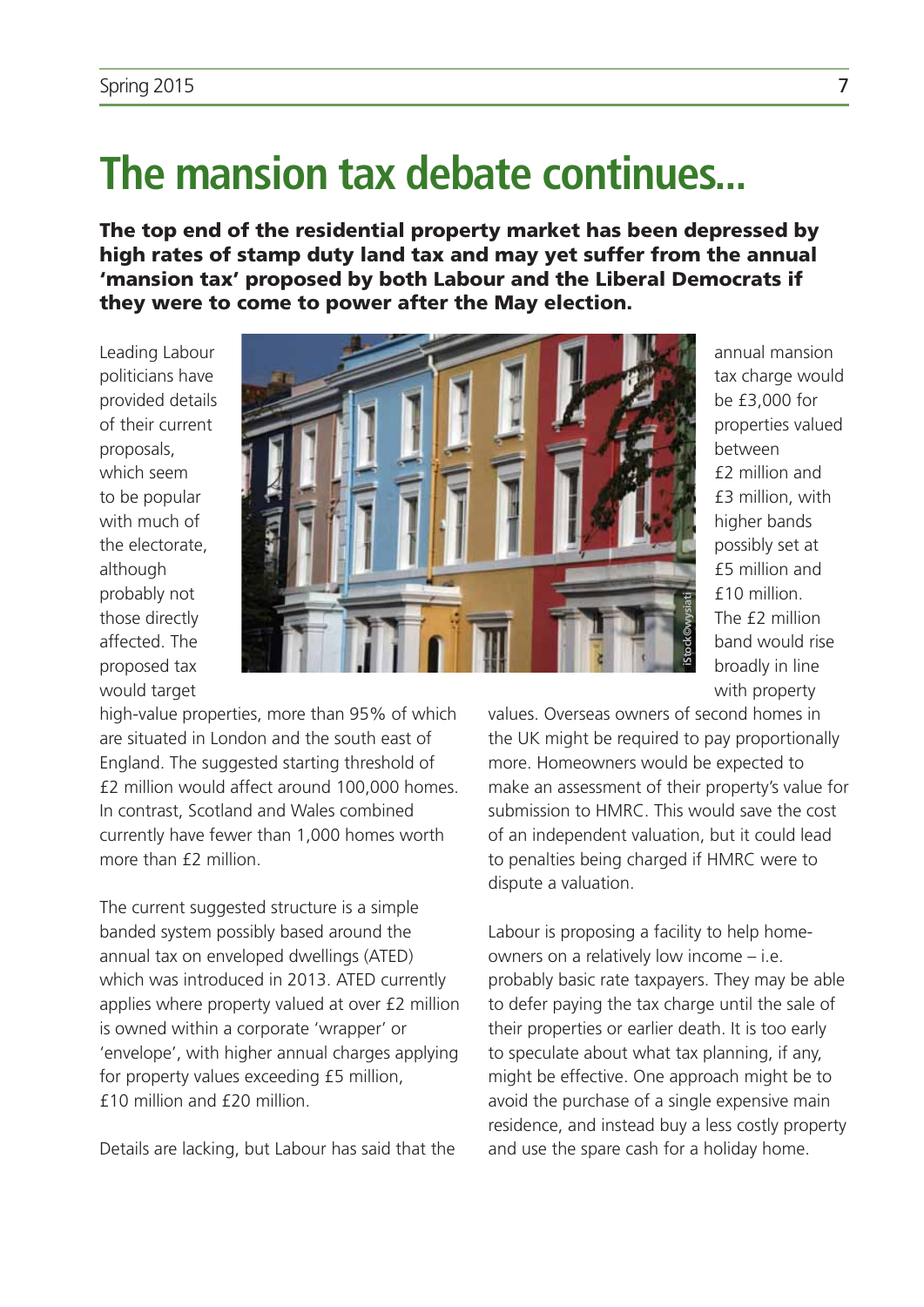# The mansion tax debate continues...

**The top end of the residential property market has been depressed by high rates of stamp duty land tax and may yet suffer from the annual 'mansion tax' proposed by both Labour and the Liberal Democrats if they were to come to power after the May election.**

Leading Labour politicians have provided details of their current proposals, which seem to be popular with much of the electorate, although probably not those directly affected. The proposed tax would target high-value properties, more than 95% of which are situated in London and the south east of England. The suggested starting threshold of £2 million would affect around 100,000 homes. In contrast, Scotland and Wales combined currently have fewer than 1,000 homes worth more than £2 million.

The current suggested structure is a simple banded system possibly based around the annual tax on enveloped dwellings (ATED) which was introduced in 2013. ATED currently applies where property valued at over £2 million is owned within a corporate 'wrapper' or 'envelope', with higher annual charges applying for property values exceeding £5 million, £10 million and £20 million.

Details are lacking, but Labour has said that the annual mansion tax charge would be £3,000 for properties valued between £2 million and £3 million, with higher bands possibly set at £5 million and £10 million. The £2 million band would rise broadly in line with property values. Overseas owners of second homes in the UK might be required to pay proportionally more. Homeowners would be expected to make an assessment of their property's value for submission to HMRC. This would save the cost of an independent valuation, but it could lead to penalties being charged if HMRC were to dispute a valuation.

Labour is proposing a facility to help home-owners on a relatively low income – i.e. probably basic rate taxpayers. They may be able to defer paying the tax charge until the sale of their properties or earlier death. It is too early to speculate about what tax planning, if any, might be effective. One approach might be to avoid the purchase of a single expensive main residence, and instead buy a less costly property and use the spare cash for a holiday home.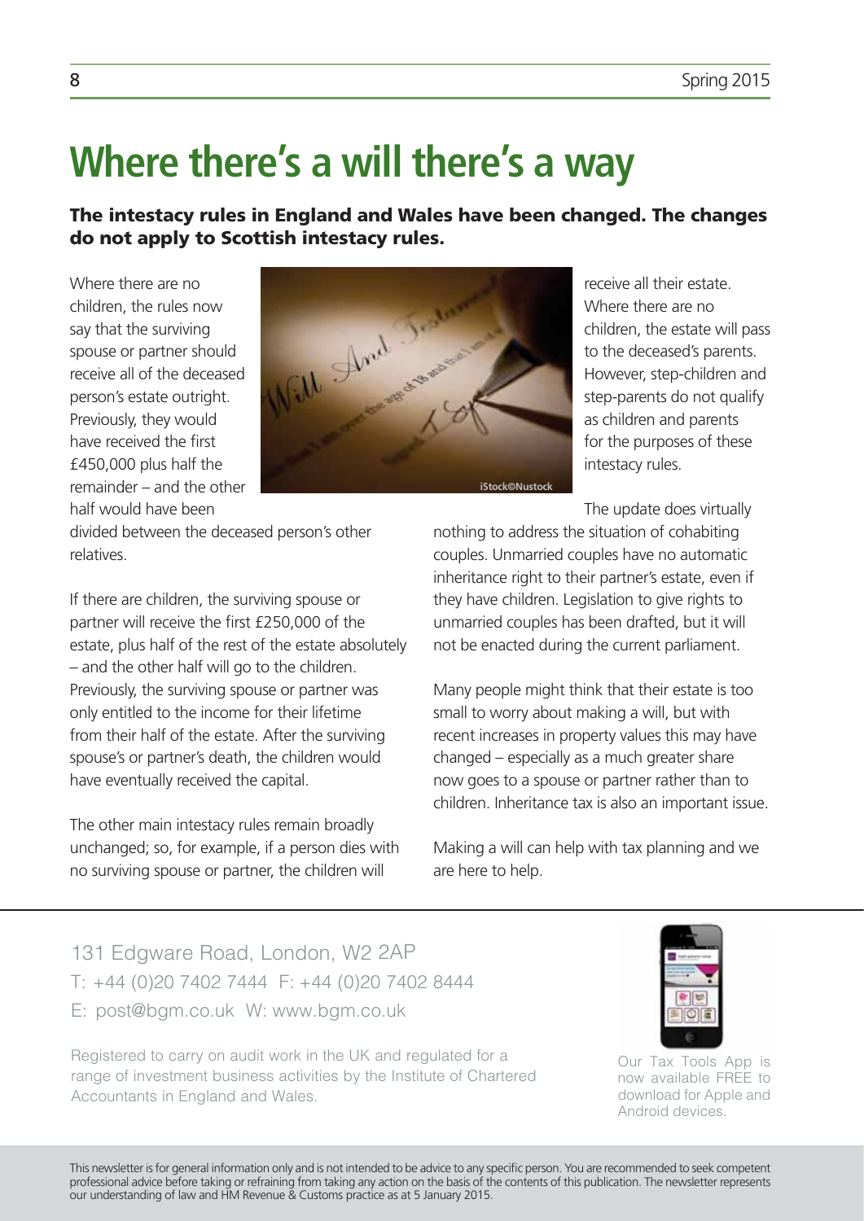# Where there's a will there's a way

**The intestacy rules in England and Wales have been changed. The changes do not apply to Scottish intestacy rules.**

Where there are no children, the rules now say that the surviving spouse or partner should receive all of the deceased person's estate outright. Previously, they would have received the first £450,000 plus half the remainder – and the other half would have been divided between the deceased person's other relatives.

If there are children, the surviving spouse or partner will receive the first £250,000 of the estate, plus half of the rest of the estate absolutely – and the other half will go to the children. Previously, the surviving spouse or partner was only entitled to the income for their lifetime from their half of the estate. After the surviving spouse's or partner's death, the children would have eventually received the capital.

The other main intestacy rules remain broadly unchanged; so, for example, if a person dies with no surviving spouse or partner, the children will receive all their estate. Where there are no children, the estate will pass to the deceased's parents. However, step-children and step-parents do not qualify as children and parents for the purposes of these intestacy rules.

The update does virtually nothing to address the situation of cohabiting couples. Unmarried couples have no automatic inheritance right to their partner's estate, even if they have children. Legislation to give rights to unmarried couples has been drafted, but it will not be enacted during the current parliament.

Many people might think that their estate is too small to worry about making a will, but with recent increases in property values this may have changed – especially as a much greater share now goes to a spouse or partner rather than to children. Inheritance tax is also an important issue.

Making a will can help with tax planning and we are here to help.

131 Edgware Road, London, W2 2AP
T: +44 (0)20 7402 7444 F: +44 (0)20 7402 8444
E: post@bgm.co.uk W: www.bgm.co.uk

Registered to carry on audit work in the UK and regulated for a range of investment business activities by the Institute of Chartered Accountants in England and Wales.

Our Tax Tools App is now available FREE to download for Apple and Android devices.

This newsletter is for general information only and is not intended to be advice to any specific person. You are recommended to seek competent professional advice before taking or refraining from taking any action on the basis of the contents of this publication. The newsletter represents our understanding of law and HM Revenue & Customs practice as at 5 January 2015.